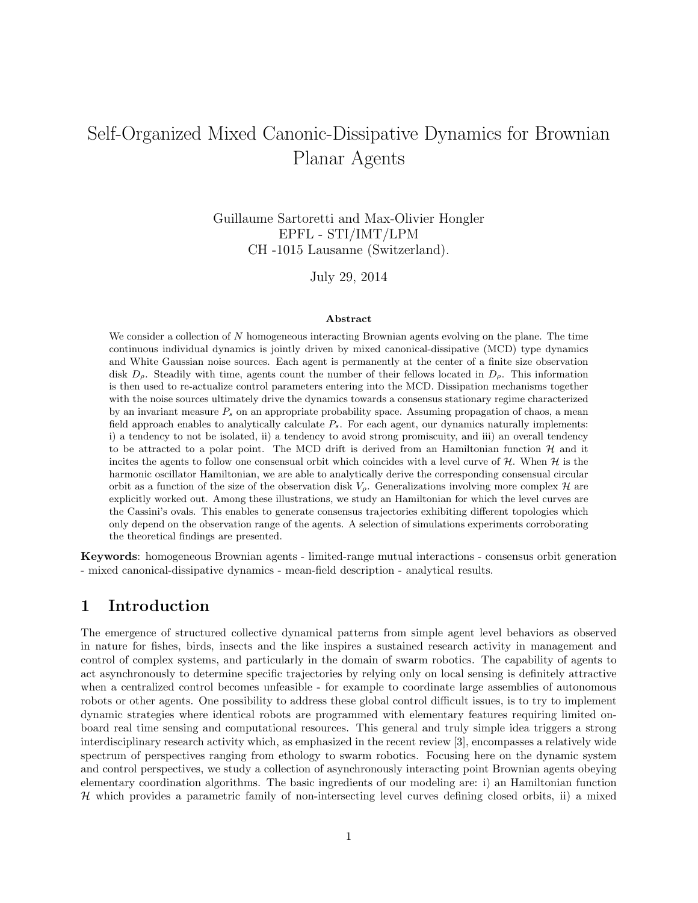# Self-Organized Mixed Canonic-Dissipative Dynamics for Brownian Planar Agents

Guillaume Sartoretti and Max-Olivier Hongler
EPFL - STI/IMT/LPM
CH -1015 Lausanne (Switzerland).

July 29, 2014

### Abstract

We consider a collection of $N$ homogeneous interacting Brownian agents evolving on the plane. The time continuous individual dynamics is jointly driven by mixed canonical-dissipative (MCD) type dynamics and White Gaussian noise sources. Each agent is permanently at the center of a finite size observation disk $D_\rho$. Steadily with time, agents count the number of their fellows located in $D_\rho$. This information is then used to re-actualize control parameters entering into the MCD. Dissipation mechanisms together with the noise sources ultimately drive the dynamics towards a consensus stationary regime characterized by an invariant measure $P_s$ on an appropriate probability space. Assuming propagation of chaos, a mean field approach enables to analytically calculate $P_s$. For each agent, our dynamics naturally implements: i) a tendency to not be isolated, ii) a tendency to avoid strong promiscuity, and iii) an overall tendency to be attracted to a polar point. The MCD drift is derived from an Hamiltonian function $\mathcal{H}$ and it incites the agents to follow one consensual orbit which coincides with a level curve of $\mathcal{H}$. When $\mathcal{H}$ is the harmonic oscillator Hamiltonian, we are able to analytically derive the corresponding consensual circular orbit as a function of the size of the observation disk $V_\rho$. Generalizations involving more complex $\mathcal{H}$ are explicitly worked out. Among these illustrations, we study an Hamiltonian for which the level curves are the Cassini's ovals. This enables to generate consensus trajectories exhibiting different topologies which only depend on the observation range of the agents. A selection of simulations experiments corroborating the theoretical findings are presented.

**Keywords**: homogeneous Brownian agents - limited-range mutual interactions - consensus orbit generation - mixed canonical-dissipative dynamics - mean-field description - analytical results.

## 1 Introduction

The emergence of structured collective dynamical patterns from simple agent level behaviors as observed in nature for fishes, birds, insects and the like inspires a sustained research activity in management and control of complex systems, and particularly in the domain of swarm robotics. The capability of agents to act asynchronously to determine specific trajectories by relying only on local sensing is definitely attractive when a centralized control becomes unfeasible - for example to coordinate large assemblies of autonomous robots or other agents. One possibility to address these global control difficult issues, is to try to implement dynamic strategies where identical robots are programmed with elementary features requiring limited on-board real time sensing and computational resources. This general and truly simple idea triggers a strong interdisciplinary research activity which, as emphasized in the recent review [3], encompasses a relatively wide spectrum of perspectives ranging from ethology to swarm robotics. Focusing here on the dynamic system and control perspectives, we study a collection of asynchronously interacting point Brownian agents obeying elementary coordination algorithms. The basic ingredients of our modeling are: i) an Hamiltonian function $\mathcal{H}$ which provides a parametric family of non-intersecting level curves defining closed orbits, ii) a mixed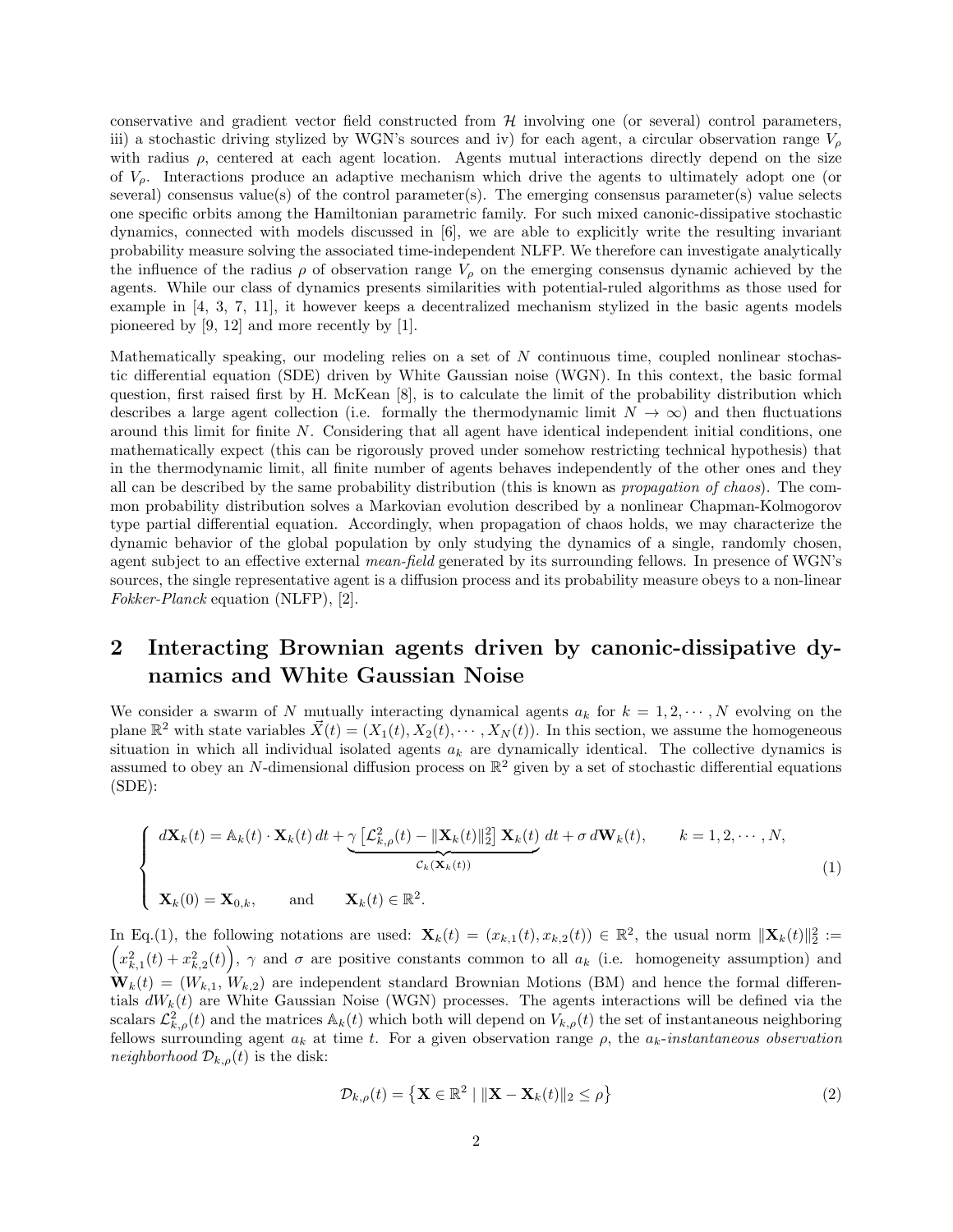conservative and gradient vector field constructed from $\mathcal{H}$ involving one (or several) control parameters, iii) a stochastic driving stylized by WGN's sources and iv) for each agent, a circular observation range $V_\rho$ with radius $\rho$, centered at each agent location. Agents mutual interactions directly depend on the size of $V_\rho$. Interactions produce an adaptive mechanism which drive the agents to ultimately adopt one (or several) consensus value(s) of the control parameter(s). The emerging consensus parameter(s) value selects one specific orbits among the Hamiltonian parametric family. For such mixed canonic-dissipative stochastic dynamics, connected with models discussed in [6], we are able to explicitly write the resulting invariant probability measure solving the associated time-independent NLFP. We therefore can investigate analytically the influence of the radius $\rho$ of observation range $V_\rho$ on the emerging consensus dynamic achieved by the agents. While our class of dynamics presents similarities with potential-ruled algorithms as those used for example in [4, 3, 7, 11], it however keeps a decentralized mechanism stylized in the basic agents models pioneered by [9, 12] and more recently by [1].

Mathematically speaking, our modeling relies on a set of $N$ continuous time, coupled nonlinear stochastic differential equation (SDE) driven by White Gaussian noise (WGN). In this context, the basic formal question, first raised first by H. McKean [8], is to calculate the limit of the probability distribution which describes a large agent collection (i.e. formally the thermodynamic limit $N \to \infty$) and then fluctuations around this limit for finite $N$. Considering that all agent have identical independent initial conditions, one mathematically expect (this can be rigorously proved under somehow restricting technical hypothesis) that in the thermodynamic limit, all finite number of agents behaves independently of the other ones and they all can be described by the same probability distribution (this is known as *propagation of chaos*). The common probability distribution solves a Markovian evolution described by a nonlinear Chapman-Kolmogorov type partial differential equation. Accordingly, when propagation of chaos holds, we may characterize the dynamic behavior of the global population by only studying the dynamics of a single, randomly chosen, agent subject to an effective external *mean-field* generated by its surrounding fellows. In presence of WGN's sources, the single representative agent is a diffusion process and its probability measure obeys to a non-linear *Fokker-Planck* equation (NLFP), [2].

## 2 Interacting Brownian agents driven by canonic-dissipative dynamics and White Gaussian Noise

We consider a swarm of $N$ mutually interacting dynamical agents $a_k$ for $k = 1, 2, \cdots, N$ evolving on the plane $\mathbb{R}^2$ with state variables $\vec{X}(t) = (X_1(t), X_2(t), \cdots, X_N(t))$. In this section, we assume the homogeneous situation in which all individual isolated agents $a_k$ are dynamically identical. The collective dynamics is assumed to obey an $N$-dimensional diffusion process on $\mathbb{R}^2$ given by a set of stochastic differential equations (SDE):

$$
\begin{cases}
d\mathbf{X}_k(t) = \mathbb{A}_k(t) \cdot \mathbf{X}_k(t)\, dt + \underbrace{\gamma \left[\mathcal{L}^2_{k,\rho}(t) - \|\mathbf{X}_k(t)\|_2^2\right] \mathbf{X}_k(t)}_{\mathcal{C}_k(\mathbf{X}_k(t))}\, dt + \sigma\, d\mathbf{W}_k(t), \qquad k = 1, 2, \cdots, N, \\
\\
\mathbf{X}_k(0) = \mathbf{X}_{0,k}, \qquad \text{and} \qquad \mathbf{X}_k(t) \in \mathbb{R}^2.
\end{cases}
\tag{1}
$$

In Eq.(1), the following notations are used: $\mathbf{X}_k(t) = (x_{k,1}(t), x_{k,2}(t)) \in \mathbb{R}^2$, the usual norm $\|\mathbf{X}_k(t)\|_2^2 := \left(x^2_{k,1}(t) + x^2_{k,2}(t)\right)$, $\gamma$ and $\sigma$ are positive constants common to all $a_k$ (i.e. homogeneity assumption) and $\mathbf{W}_k(t) = (W_{k,1}, W_{k,2})$ are independent standard Brownian Motions (BM) and hence the formal differentials $dW_k(t)$ are White Gaussian Noise (WGN) processes. The agents interactions will be defined via the scalars $\mathcal{L}^2_{k,\rho}(t)$ and the matrices $\mathbb{A}_k(t)$ which both will depend on $V_{k,\rho}(t)$ the set of instantaneous neighboring fellows surrounding agent $a_k$ at time $t$. For a given observation range $\rho$, the *$a_k$-instantaneous observation neighborhood* $\mathcal{D}_{k,\rho}(t)$ is the disk:

$$
\mathcal{D}_{k,\rho}(t) = \left\{ \mathbf{X} \in \mathbb{R}^2 \mid \|\mathbf{X} - \mathbf{X}_k(t)\|_2 \leq \rho \right\}
\tag{2}
$$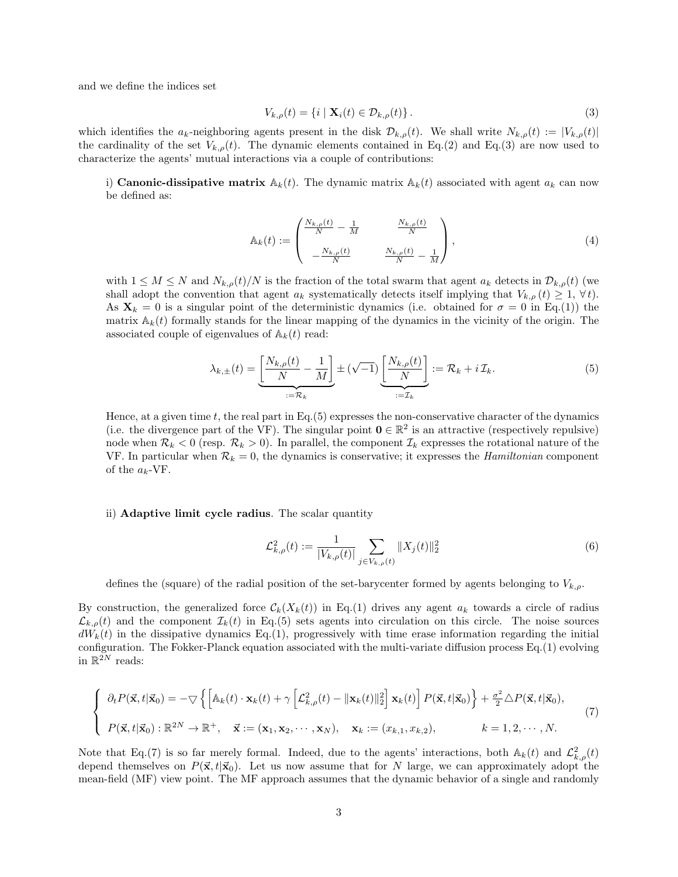and we define the indices set

$$V_{k,\rho}(t) = \{ i \mid \mathbf{X}_i(t) \in \mathcal{D}_{k,\rho}(t) \}. \tag{3}$$

which identifies the $a_k$-neighboring agents present in the disk $\mathcal{D}_{k,\rho}(t)$. We shall write $N_{k,\rho}(t) := |V_{k,\rho}(t)|$ the cardinality of the set $V_{k,\rho}(t)$. The dynamic elements contained in Eq.(2) and Eq.(3) are now used to characterize the agents' mutual interactions via a couple of contributions:

i) **Canonic-dissipative matrix** $\mathbb{A}_k(t)$. The dynamic matrix $\mathbb{A}_k(t)$ associated with agent $a_k$ can now be defined as:

$$\mathbb{A}_k(t) := \begin{pmatrix} \frac{N_{k,\rho}(t)}{N} - \frac{1}{M} & \frac{N_{k,\rho}(t)}{N} \\ \\ -\frac{N_{k,\rho}(t)}{N} & \frac{N_{k,\rho}(t)}{N} - \frac{1}{M} \end{pmatrix}, \tag{4}$$

with $1 \leq M \leq N$ and $N_{k,\rho}(t)/N$ is the fraction of the total swarm that agent $a_k$ detects in $\mathcal{D}_{k,\rho}(t)$ (we shall adopt the convention that agent $a_k$ systematically detects itself implying that $V_{k,\rho}(t) \geq 1, \forall t$). As $\mathbf{X}_k = 0$ is a singular point of the deterministic dynamics (i.e. obtained for $\sigma = 0$ in Eq.(1)) the matrix $\mathbb{A}_k(t)$ formally stands for the linear mapping of the dynamics in the vicinity of the origin. The associated couple of eigenvalues of $\mathbb{A}_k(t)$ read:

$$\lambda_{k,\pm}(t) = \underbrace{\left[\frac{N_{k,\rho}(t)}{N} - \frac{1}{M}\right]}_{:=\mathcal{R}_k} \pm (\sqrt{-1}) \underbrace{\left[\frac{N_{k,\rho}(t)}{N}\right]}_{:=\mathcal{I}_k} := \mathcal{R}_k + i\,\mathcal{I}_k. \tag{5}$$

Hence, at a given time $t$, the real part in Eq.(5) expresses the non-conservative character of the dynamics (i.e. the divergence part of the VF). The singular point $\mathbf{0} \in \mathbb{R}^2$ is an attractive (respectively repulsive) node when $\mathcal{R}_k < 0$ (resp. $\mathcal{R}_k > 0$). In parallel, the component $\mathcal{I}_k$ expresses the rotational nature of the VF. In particular when $\mathcal{R}_k = 0$, the dynamics is conservative; it expresses the *Hamiltonian* component of the $a_k$-VF.

ii) **Adaptive limit cycle radius**. The scalar quantity

$$\mathcal{L}^2_{k,\rho}(t) := \frac{1}{|V_{k,\rho}(t)|} \sum_{j \in V_{k,\rho}(t)} \|X_j(t)\|_2^2 \tag{6}$$

defines the (square) of the radial position of the set-barycenter formed by agents belonging to $V_{k,\rho}$.

By construction, the generalized force $\mathcal{C}_k(X_k(t))$ in Eq.(1) drives any agent $a_k$ towards a circle of radius $\mathcal{L}_{k,\rho}(t)$ and the component $\mathcal{I}_k(t)$ in Eq.(5) sets agents into circulation on this circle. The noise sources $dW_k(t)$ in the dissipative dynamics Eq.(1), progressively with time erase information regarding the initial configuration. The Fokker-Planck equation associated with the multi-variate diffusion process Eq.(1) evolving in $\mathbb{R}^{2N}$ reads:

$$\begin{cases} \partial_t P(\vec{\mathbf{x}}, t|\vec{\mathbf{x}}_0) = -\bigtriangledown \left\{ \left[ \mathbb{A}_k(t) \cdot \mathbf{x}_k(t) + \gamma \left[ \mathcal{L}^2_{k,\rho}(t) - \|\mathbf{x}_k(t)\|_2^2 \right] \mathbf{x}_k(t) \right] P(\vec{\mathbf{x}}, t|\vec{\mathbf{x}}_0) \right\} + \frac{\sigma^2}{2} \triangle P(\vec{\mathbf{x}}, t|\vec{\mathbf{x}}_0), \\ \\ P(\vec{\mathbf{x}}, t|\vec{\mathbf{x}}_0) : \mathbb{R}^{2N} \to \mathbb{R}^+, \quad \vec{\mathbf{x}} := (\mathbf{x}_1, \mathbf{x}_2, \cdots, \mathbf{x}_N), \quad \mathbf{x}_k := (x_{k,1}, x_{k,2}), \qquad k = 1, 2, \cdots, N. \end{cases} \tag{7}$$

Note that Eq.(7) is so far merely formal. Indeed, due to the agents' interactions, both $\mathbb{A}_k(t)$ and $\mathcal{L}^2_{k,\rho}(t)$ depend themselves on $P(\vec{\mathbf{x}}, t|\vec{\mathbf{x}}_0)$. Let us now assume that for $N$ large, we can approximately adopt the mean-field (MF) view point. The MF approach assumes that the dynamic behavior of a single and randomly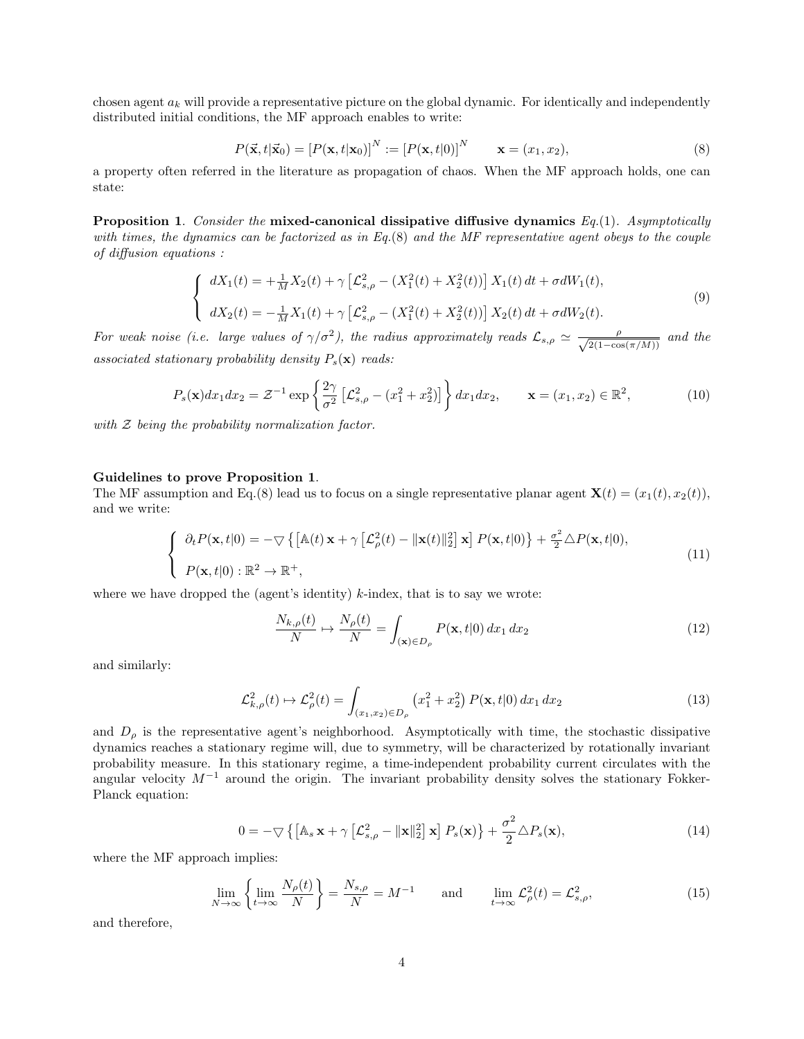chosen agent $a_k$ will provide a representative picture on the global dynamic. For identically and independently distributed initial conditions, the MF approach enables to write:

$$P(\vec{\mathbf{x}}, t|\vec{\mathbf{x}}_0) = [P(\mathbf{x}, t|\mathbf{x}_0)]^N := [P(\mathbf{x}, t|0)]^N \qquad \mathbf{x} = (x_1, x_2), \tag{8}$$

a property often referred in the literature as propagation of chaos. When the MF approach holds, one can state:

**Proposition 1**. *Consider the* **mixed-canonical dissipative diffusive dynamics** *Eq.*(1). *Asymptotically with times, the dynamics can be factorized as in Eq.*(8) *and the MF representative agent obeys to the couple of diffusion equations :*

$$\begin{cases} dX_1(t) = +\frac{1}{M}X_2(t) + \gamma\left[\mathcal{L}^2_{s,\rho} - (X_1^2(t) + X_2^2(t))\right]X_1(t)\,dt + \sigma dW_1(t), \\ \\ dX_2(t) = -\frac{1}{M}X_1(t) + \gamma\left[\mathcal{L}^2_{s,\rho} - (X_1^2(t) + X_2^2(t))\right]X_2(t)\,dt + \sigma dW_2(t). \end{cases} \tag{9}$$

*For weak noise (i.e. large values of $\gamma/\sigma^2$), the radius approximately reads $\mathcal{L}_{s,\rho} \simeq \frac{\rho}{\sqrt{2(1-\cos(\pi/M))}}$ and the associated stationary probability density $P_s(\mathbf{x})$ reads:*

$$P_s(\mathbf{x})dx_1dx_2 = \mathcal{Z}^{-1}\exp\left\{\frac{2\gamma}{\sigma^2}\left[\mathcal{L}^2_{s,\rho} - (x_1^2 + x_2^2)\right]\right\}dx_1dx_2, \qquad \mathbf{x} = (x_1, x_2) \in \mathbb{R}^2, \tag{10}$$

*with $\mathcal{Z}$ being the probability normalization factor.*

**Guidelines to prove Proposition 1**.
The MF assumption and Eq.(8) lead us to focus on a single representative planar agent $\mathbf{X}(t) = (x_1(t), x_2(t))$, and we write:

$$\begin{cases} \partial_t P(\mathbf{x}, t|0) = -\bigtriangledown\left\{\left[\mathbb{A}(t)\,\mathbf{x} + \gamma\left[\mathcal{L}^2_\rho(t) - \|\mathbf{x}(t)\|_2^2\right]\mathbf{x}\right]P(\mathbf{x}, t|0)\right\} + \frac{\sigma^2}{2}\triangle P(\mathbf{x}, t|0), \\ \\ P(\mathbf{x}, t|0) : \mathbb{R}^2 \to \mathbb{R}^+, \end{cases} \tag{11}$$

where we have dropped the (agent's identity) $k$-index, that is to say we wrote:

$$\frac{N_{k,\rho}(t)}{N} \mapsto \frac{N_\rho(t)}{N} = \int_{(\mathbf{x})\in D_\rho} P(\mathbf{x}, t|0)\,dx_1\,dx_2 \tag{12}$$

and similarly:

$$\mathcal{L}^2_{k,\rho}(t) \mapsto \mathcal{L}^2_\rho(t) = \int_{(x_1,x_2)\in D_\rho}\left(x_1^2 + x_2^2\right)P(\mathbf{x}, t|0)\,dx_1\,dx_2 \tag{13}$$

and $D_\rho$ is the representative agent's neighborhood. Asymptotically with time, the stochastic dissipative dynamics reaches a stationary regime will, due to symmetry, will be characterized by rotationally invariant probability measure. In this stationary regime, a time-independent probability current circulates with the angular velocity $M^{-1}$ around the origin. The invariant probability density solves the stationary Fokker-Planck equation:

$$0 = -\bigtriangledown\left\{\left[\mathbb{A}_s\,\mathbf{x} + \gamma\left[\mathcal{L}^2_{s,\rho} - \|\mathbf{x}\|_2^2\right]\mathbf{x}\right]P_s(\mathbf{x})\right\} + \frac{\sigma^2}{2}\triangle P_s(\mathbf{x}), \tag{14}$$

where the MF approach implies:

$$\lim_{N\to\infty}\left\{\lim_{t\to\infty}\frac{N_\rho(t)}{N}\right\} = \frac{N_{s,\rho}}{N} = M^{-1} \qquad \text{and} \qquad \lim_{t\to\infty}\mathcal{L}^2_\rho(t) = \mathcal{L}^2_{s,\rho}, \tag{15}$$

and therefore,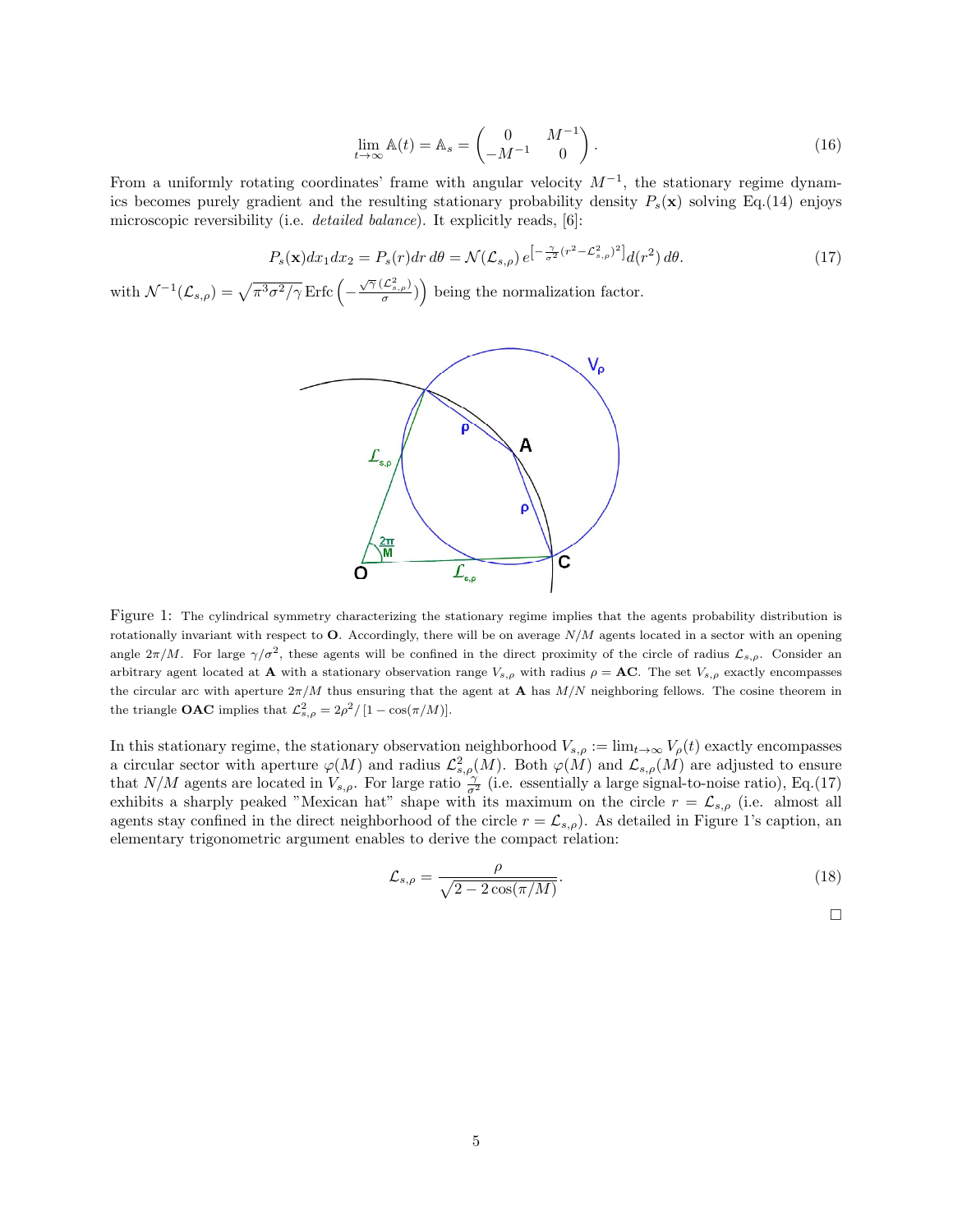$$\lim_{t\to\infty} \mathbb{A}(t) = \mathbb{A}_s = \begin{pmatrix} 0 & M^{-1} \\ -M^{-1} & 0 \end{pmatrix}. \tag{16}$$

From a uniformly rotating coordinates' frame with angular velocity $M^{-1}$, the stationary regime dynamics becomes purely gradient and the resulting stationary probability density $P_s(\mathbf{x})$ solving Eq.(14) enjoys microscopic reversibility (i.e. *detailed balance*). It explicitly reads, [6]:

$$P_s(\mathbf{x})dx_1dx_2 = P_s(r)dr\,d\theta = \mathcal{N}(\mathcal{L}_{s,\rho})\, e^{\left[-\frac{\gamma}{\sigma^2}(r^2-\mathcal{L}_{s,\rho}^2)^2\right]} d(r^2)\, d\theta. \tag{17}$$

with $\mathcal{N}^{-1}(\mathcal{L}_{s,\rho}) = \sqrt{\pi^3\sigma^2/\gamma}\,\mathrm{Erfc}\left(-\frac{\sqrt{\gamma}\,(\mathcal{L}_{s,\rho}^2)}{\sigma}\right)\Big)$ being the normalization factor.

Figure 1: The cylindrical symmetry characterizing the stationary regime implies that the agents probability distribution is rotationally invariant with respect to **O**. Accordingly, there will be on average $N/M$ agents located in a sector with an opening angle $2\pi/M$. For large $\gamma/\sigma^2$, these agents will be confined in the direct proximity of the circle of radius $\mathcal{L}_{s,\rho}$. Consider an arbitrary agent located at **A** with a stationary observation range $V_{s,\rho}$ with radius $\rho = \mathbf{AC}$. The set $V_{s,\rho}$ exactly encompasses the circular arc with aperture $2\pi/M$ thus ensuring that the agent at **A** has $M/N$ neighboring fellows. The cosine theorem in the triangle **OAC** implies that $\mathcal{L}_{s,\rho}^2 = 2\rho^2/\left[1-\cos(\pi/M)\right]$.

In this stationary regime, the stationary observation neighborhood $V_{s,\rho} := \lim_{t\to\infty} V_\rho(t)$ exactly encompasses a circular sector with aperture $\varphi(M)$ and radius $\mathcal{L}_{s,\rho}^2(M)$. Both $\varphi(M)$ and $\mathcal{L}_{s,\rho}(M)$ are adjusted to ensure that $N/M$ agents are located in $V_{s,\rho}$. For large ratio $\frac{\gamma}{\sigma^2}$ (i.e. essentially a large signal-to-noise ratio), Eq.(17) exhibits a sharply peaked "Mexican hat" shape with its maximum on the circle $r = \mathcal{L}_{s,\rho}$ (i.e. almost all agents stay confined in the direct neighborhood of the circle $r = \mathcal{L}_{s,\rho}$). As detailed in Figure 1's caption, an elementary trigonometric argument enables to derive the compact relation:

$$\mathcal{L}_{s,\rho} = \frac{\rho}{\sqrt{2-2\cos(\pi/M)}}. \tag{18}$$

□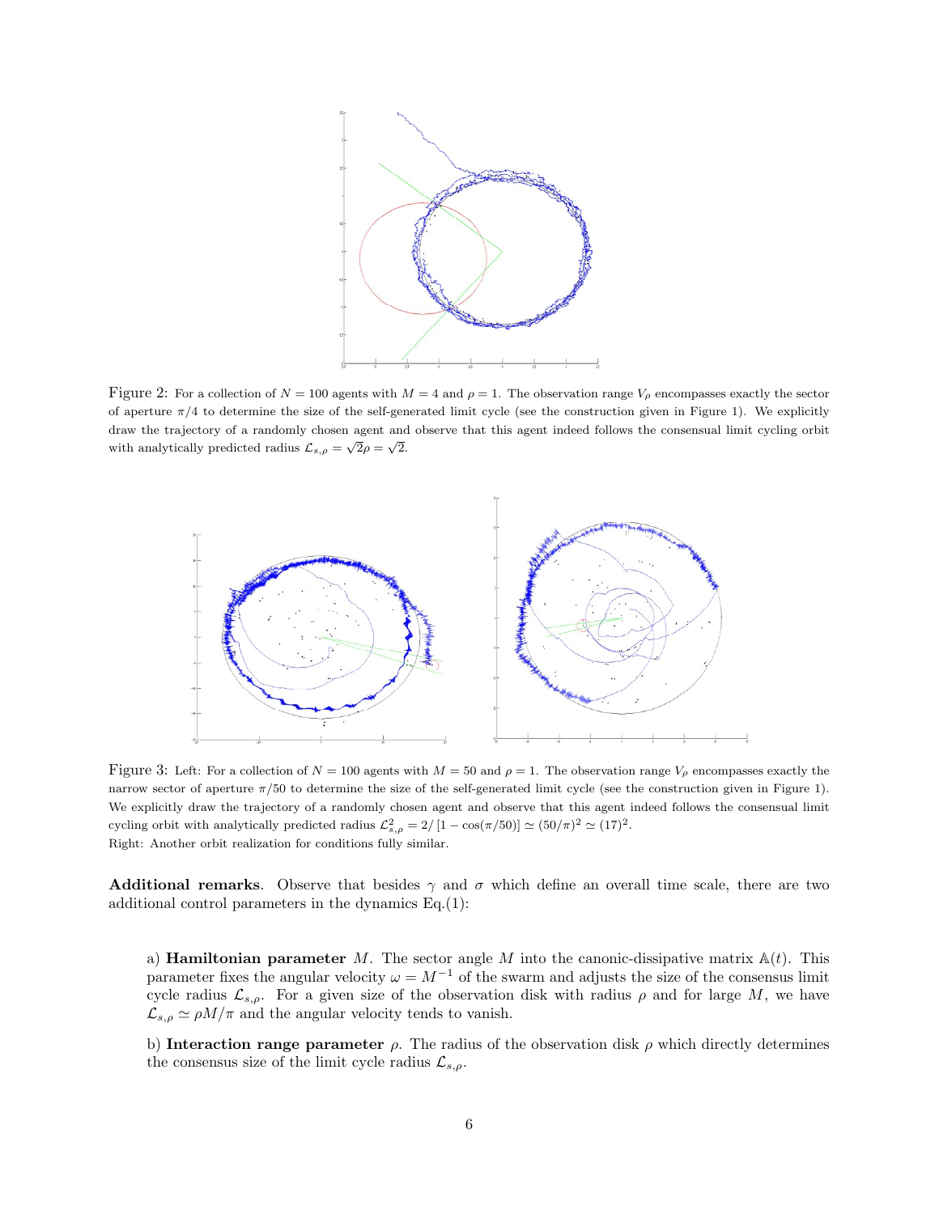Figure 2: For a collection of $N = 100$ agents with $M = 4$ and $\rho = 1$. The observation range $V_\rho$ encompasses exactly the sector of aperture $\pi/4$ to determine the size of the self-generated limit cycle (see the construction given in Figure 1). We explicitly draw the trajectory of a randomly chosen agent and observe that this agent indeed follows the consensual limit cycling orbit with analytically predicted radius $\mathcal{L}_{s,\rho} = \sqrt{2}\rho = \sqrt{2}$.

Figure 3: Left: For a collection of $N = 100$ agents with $M = 50$ and $\rho = 1$. The observation range $V_\rho$ encompasses exactly the narrow sector of aperture $\pi/50$ to determine the size of the self-generated limit cycle (see the construction given in Figure 1). We explicitly draw the trajectory of a randomly chosen agent and observe that this agent indeed follows the consensual limit cycling orbit with analytically predicted radius $\mathcal{L}^2_{s,\rho} = 2/[1 - \cos(\pi/50)] \simeq (50/\pi)^2 \simeq (17)^2$.
Right: Another orbit realization for conditions fully similar.

**Additional remarks**. Observe that besides $\gamma$ and $\sigma$ which define an overall time scale, there are two additional control parameters in the dynamics Eq.(1):

a) **Hamiltonian parameter** $M$. The sector angle $M$ into the canonic-dissipative matrix $\mathbb{A}(t)$. This parameter fixes the angular velocity $\omega = M^{-1}$ of the swarm and adjusts the size of the consensus limit cycle radius $\mathcal{L}_{s,\rho}$. For a given size of the observation disk with radius $\rho$ and for large $M$, we have $\mathcal{L}_{s,\rho} \simeq \rho M/\pi$ and the angular velocity tends to vanish.

b) **Interaction range parameter** $\rho$. The radius of the observation disk $\rho$ which directly determines the consensus size of the limit cycle radius $\mathcal{L}_{s,\rho}$.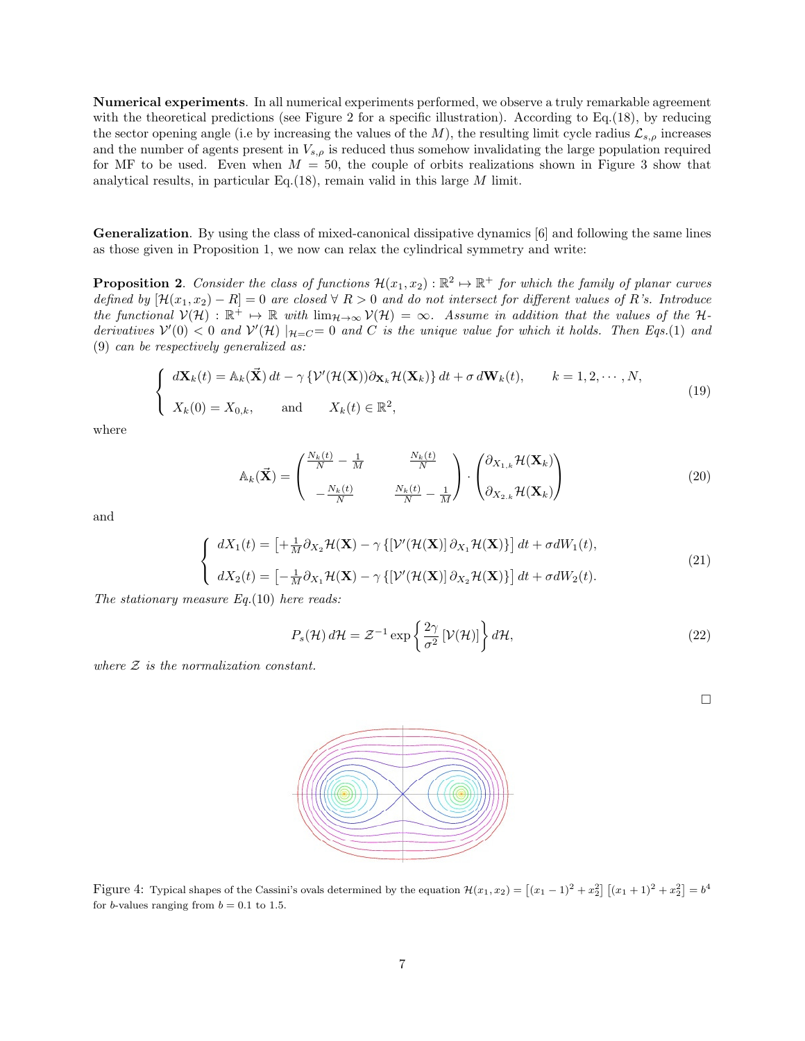**Numerical experiments**. In all numerical experiments performed, we observe a truly remarkable agreement with the theoretical predictions (see Figure 2 for a specific illustration). According to Eq.(18), by reducing the sector opening angle (i.e by increasing the values of the $M$), the resulting limit cycle radius $\mathcal{L}_{s,\rho}$ increases and the number of agents present in $V_{s,\rho}$ is reduced thus somehow invalidating the large population required for MF to be used. Even when $M = 50$, the couple of orbits realizations shown in Figure 3 show that analytical results, in particular Eq.(18), remain valid in this large $M$ limit.

**Generalization**. By using the class of mixed-canonical dissipative dynamics [6] and following the same lines as those given in Proposition 1, we now can relax the cylindrical symmetry and write:

**Proposition 2**. *Consider the class of functions $\mathcal{H}(x_1, x_2) : \mathbb{R}^2 \mapsto \mathbb{R}^+$ for which the family of planar curves defined by $[\mathcal{H}(x_1, x_2) - R] = 0$ are closed $\forall\ R > 0$ and do not intersect for different values of $R$'s. Introduce the functional $\mathcal{V}(\mathcal{H}) : \mathbb{R}^+ \mapsto \mathbb{R}$ with $\lim_{\mathcal{H}\to\infty} \mathcal{V}(\mathcal{H}) = \infty$. Assume in addition that the values of the $\mathcal{H}$-derivatives $\mathcal{V}'(0) < 0$ and $\mathcal{V}'(\mathcal{H})\mid_{\mathcal{H}=C} = 0$ and $C$ is the unique value for which it holds. Then Eqs.(1) and (9) can be respectively generalized as:*

$$
\begin{cases}
d\mathbf{X}_k(t) = \mathbb{A}_k(\vec{\mathbf{X}})\, dt - \gamma \left\{ \mathcal{V}'(\mathcal{H}(\mathbf{X}))\partial_{\mathbf{X}_k}\mathcal{H}(\mathbf{X}_k) \right\} dt + \sigma\, d\mathbf{W}_k(t), \qquad k = 1, 2, \cdots, N, \\[2ex]
X_k(0) = X_{0,k}, \qquad \text{and} \qquad X_k(t) \in \mathbb{R}^2,
\end{cases}
\tag{19}
$$

*where*

$$
\mathbb{A}_k(\vec{\mathbf{X}}) = \begin{pmatrix} \frac{N_k(t)}{N} - \frac{1}{M} & \frac{N_k(t)}{N} \\[2ex] -\frac{N_k(t)}{N} & \frac{N_k(t)}{N} - \frac{1}{M} \end{pmatrix} \cdot \begin{pmatrix} \partial_{X_{1,k}}\mathcal{H}(\mathbf{X}_k) \\[2ex] \partial_{X_{2,k}}\mathcal{H}(\mathbf{X}_k) \end{pmatrix}
\tag{20}
$$

*and*

$$
\begin{cases}
dX_1(t) = \left[ +\frac{1}{M}\partial_{X_2}\mathcal{H}(\mathbf{X}) - \gamma \left\{ [\mathcal{V}'(\mathcal{H}(\mathbf{X})]\, \partial_{X_1}\mathcal{H}(\mathbf{X}) \right\} \right] dt + \sigma dW_1(t), \\[2ex]
dX_2(t) = \left[ -\frac{1}{M}\partial_{X_1}\mathcal{H}(\mathbf{X}) - \gamma \left\{ [\mathcal{V}'(\mathcal{H}(\mathbf{X})]\, \partial_{X_2}\mathcal{H}(\mathbf{X}) \right\} \right] dt + \sigma dW_2(t).
\end{cases}
\tag{21}
$$

*The stationary measure Eq.(10) here reads:*

$$
P_s(\mathcal{H})\, d\mathcal{H} = \mathcal{Z}^{-1} \exp\left\{ \frac{2\gamma}{\sigma^2} \left[ \mathcal{V}(\mathcal{H}) \right] \right\} d\mathcal{H},
\tag{22}
$$

*where $\mathcal{Z}$ is the normalization constant.*

□

Figure 4: Typical shapes of the Cassini's ovals determined by the equation $\mathcal{H}(x_1, x_2) = \left[(x_1 - 1)^2 + x_2^2\right]\left[(x_1 + 1)^2 + x_2^2\right] = b^4$ for $b$-values ranging from $b = 0.1$ to 1.5.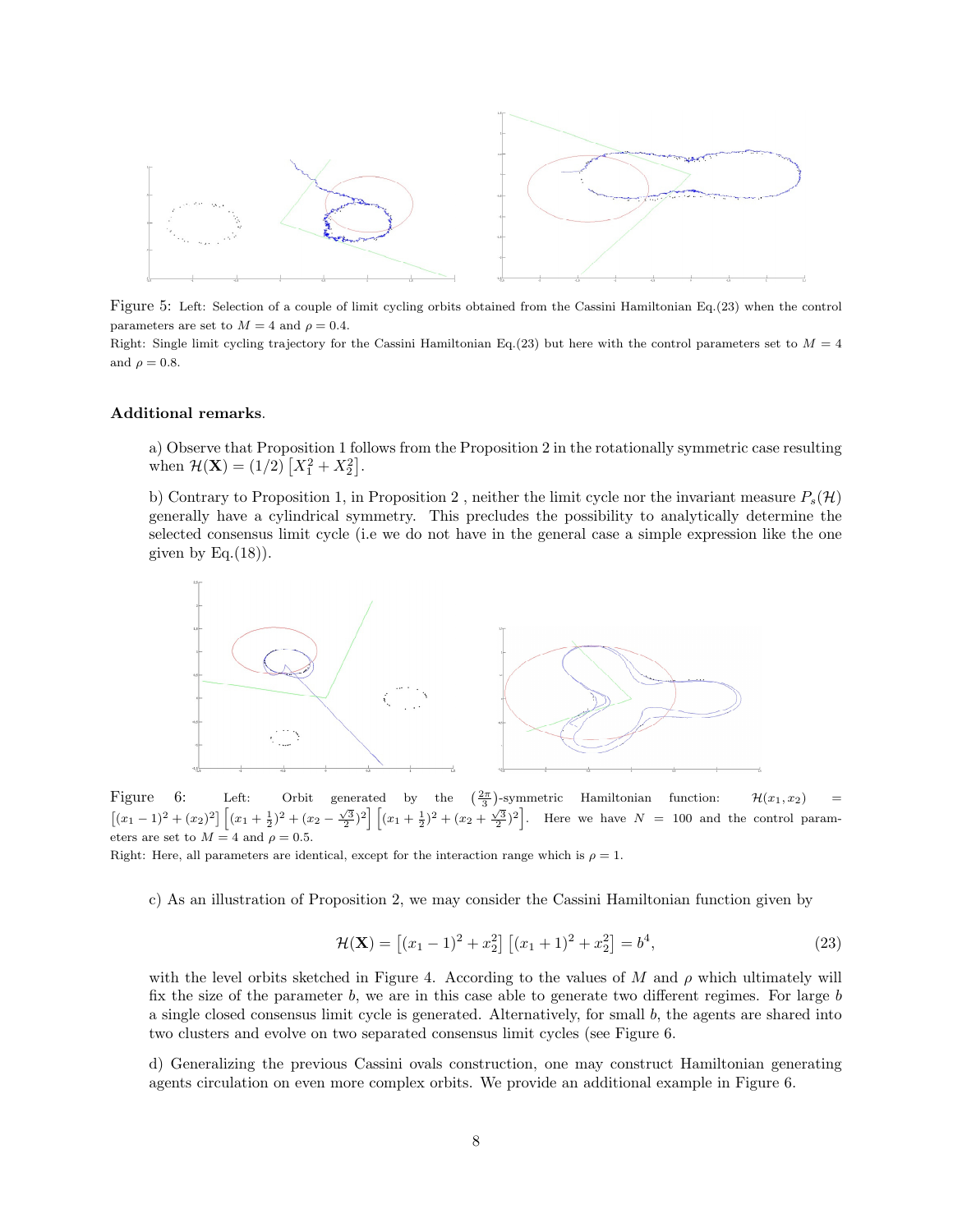Figure 5: Left: Selection of a couple of limit cycling orbits obtained from the Cassini Hamiltonian Eq.(23) when the control parameters are set to $M = 4$ and $\rho = 0.4$.
Right: Single limit cycling trajectory for the Cassini Hamiltonian Eq.(23) but here with the control parameters set to $M = 4$ and $\rho = 0.8$.

**Additional remarks**.

a) Observe that Proposition 1 follows from the Proposition 2 in the rotationally symmetric case resulting when $\mathcal{H}(\mathbf{X}) = (1/2)\left[X_1^2 + X_2^2\right]$.

b) Contrary to Proposition 1, in Proposition 2 , neither the limit cycle nor the invariant measure $P_s(\mathcal{H})$ generally have a cylindrical symmetry. This precludes the possibility to analytically determine the selected consensus limit cycle (i.e we do not have in the general case a simple expression like the one given by Eq.(18)).

Figure 6: Left: Orbit generated by the $\left(\frac{2\pi}{3}\right)$-symmetric Hamiltonian function: $\mathcal{H}(x_1, x_2) = \left[(x_1-1)^2 + (x_2)^2\right]\left[(x_1+\frac{1}{2})^2 + (x_2 - \frac{\sqrt{3}}{2})^2\right]\left[(x_1+\frac{1}{2})^2 + (x_2 + \frac{\sqrt{3}}{2})^2\right]$. Here we have $N = 100$ and the control parameters are set to $M = 4$ and $\rho = 0.5$.
Right: Here, all parameters are identical, except for the interaction range which is $\rho = 1$.

c) As an illustration of Proposition 2, we may consider the Cassini Hamiltonian function given by

$$\mathcal{H}(\mathbf{X}) = \left[(x_1-1)^2 + x_2^2\right]\left[(x_1+1)^2 + x_2^2\right] = b^4, \tag{23}$$

with the level orbits sketched in Figure 4. According to the values of $M$ and $\rho$ which ultimately will fix the size of the parameter $b$, we are in this case able to generate two different regimes. For large $b$ a single closed consensus limit cycle is generated. Alternatively, for small $b$, the agents are shared into two clusters and evolve on two separated consensus limit cycles (see Figure 6.

d) Generalizing the previous Cassini ovals construction, one may construct Hamiltonian generating agents circulation on even more complex orbits. We provide an additional example in Figure 6.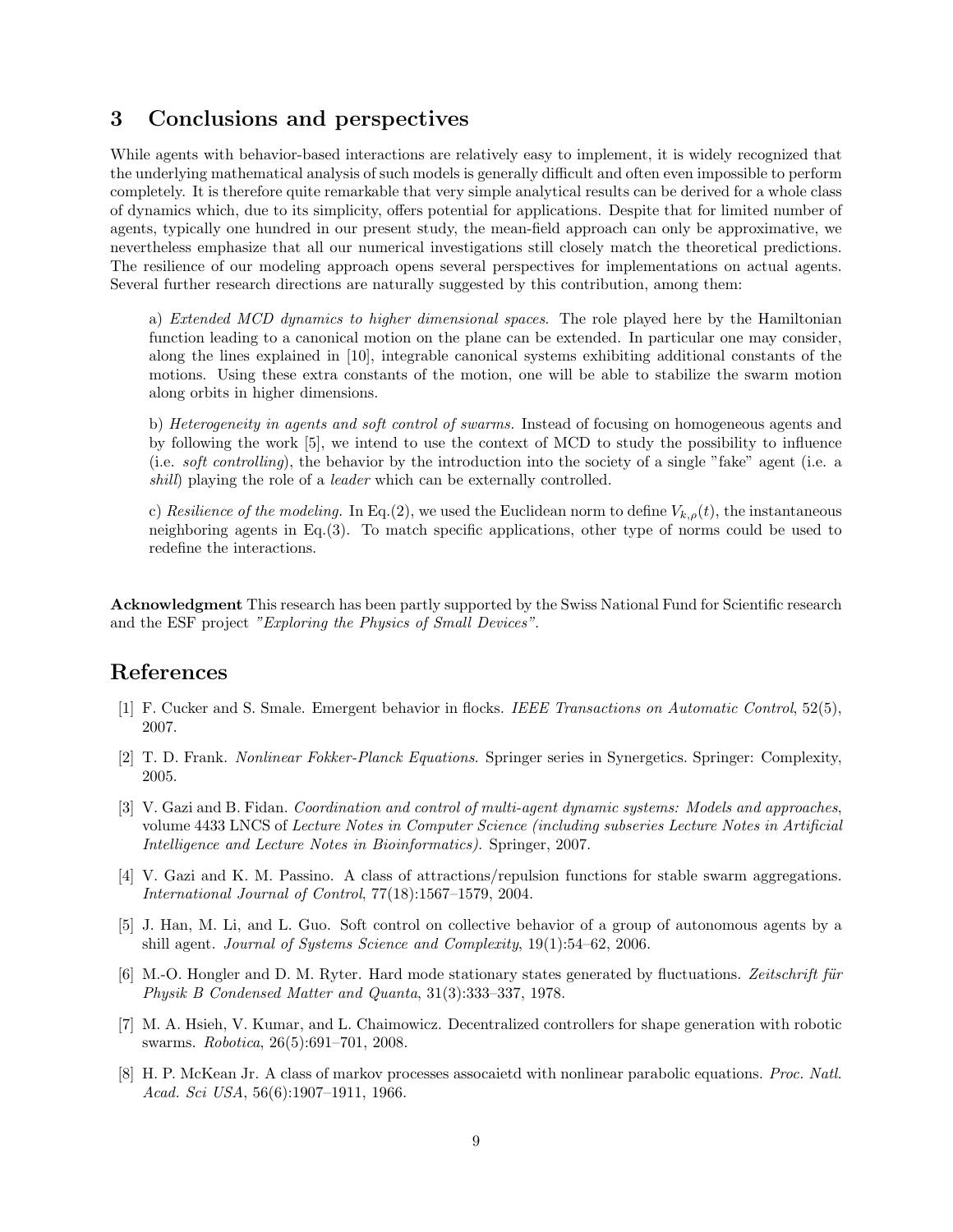## 3 Conclusions and perspectives

While agents with behavior-based interactions are relatively easy to implement, it is widely recognized that the underlying mathematical analysis of such models is generally difficult and often even impossible to perform completely. It is therefore quite remarkable that very simple analytical results can be derived for a whole class of dynamics which, due to its simplicity, offers potential for applications. Despite that for limited number of agents, typically one hundred in our present study, the mean-field approach can only be approximative, we nevertheless emphasize that all our numerical investigations still closely match the theoretical predictions. The resilience of our modeling approach opens several perspectives for implementations on actual agents. Several further research directions are naturally suggested by this contribution, among them:

a) *Extended MCD dynamics to higher dimensional spaces.* The role played here by the Hamiltonian function leading to a canonical motion on the plane can be extended. In particular one may consider, along the lines explained in [10], integrable canonical systems exhibiting additional constants of the motions. Using these extra constants of the motion, one will be able to stabilize the swarm motion along orbits in higher dimensions.

b) *Heterogeneity in agents and soft control of swarms.* Instead of focusing on homogeneous agents and by following the work [5], we intend to use the context of MCD to study the possibility to influence (i.e. *soft controlling*), the behavior by the introduction into the society of a single "fake" agent (i.e. a *shill*) playing the role of a *leader* which can be externally controlled.

c) *Resilience of the modeling.* In Eq.(2), we used the Euclidean norm to define $V_{k,\rho}(t)$, the instantaneous neighboring agents in Eq.(3). To match specific applications, other type of norms could be used to redefine the interactions.

**Acknowledgment** This research has been partly supported by the Swiss National Fund for Scientific research and the ESF project *"Exploring the Physics of Small Devices"*.

## References

[1] F. Cucker and S. Smale. Emergent behavior in flocks. *IEEE Transactions on Automatic Control*, 52(5), 2007.

[2] T. D. Frank. *Nonlinear Fokker-Planck Equations*. Springer series in Synergetics. Springer: Complexity, 2005.

[3] V. Gazi and B. Fidan. *Coordination and control of multi-agent dynamic systems: Models and approaches*, volume 4433 LNCS of *Lecture Notes in Computer Science (including subseries Lecture Notes in Artificial Intelligence and Lecture Notes in Bioinformatics)*. Springer, 2007.

[4] V. Gazi and K. M. Passino. A class of attractions/repulsion functions for stable swarm aggregations. *International Journal of Control*, 77(18):1567–1579, 2004.

[5] J. Han, M. Li, and L. Guo. Soft control on collective behavior of a group of autonomous agents by a shill agent. *Journal of Systems Science and Complexity*, 19(1):54–62, 2006.

[6] M.-O. Hongler and D. M. Ryter. Hard mode stationary states generated by fluctuations. *Zeitschrift für Physik B Condensed Matter and Quanta*, 31(3):333–337, 1978.

[7] M. A. Hsieh, V. Kumar, and L. Chaimowicz. Decentralized controllers for shape generation with robotic swarms. *Robotica*, 26(5):691–701, 2008.

[8] H. P. McKean Jr. A class of markov processes assocaietd with nonlinear parabolic equations. *Proc. Natl. Acad. Sci USA*, 56(6):1907–1911, 1966.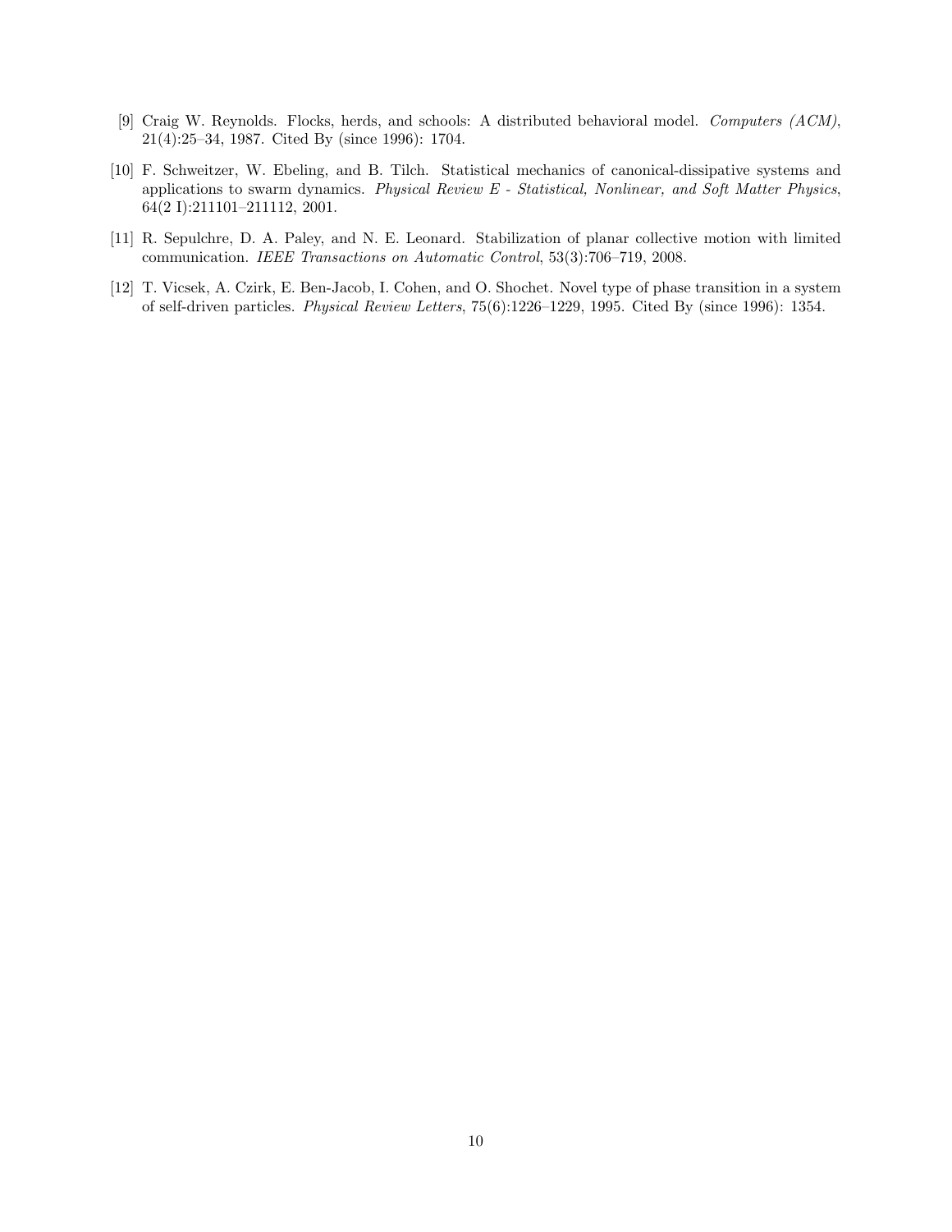[9] Craig W. Reynolds. Flocks, herds, and schools: A distributed behavioral model. *Computers (ACM)*, 21(4):25–34, 1987. Cited By (since 1996): 1704.

[10] F. Schweitzer, W. Ebeling, and B. Tilch. Statistical mechanics of canonical-dissipative systems and applications to swarm dynamics. *Physical Review E - Statistical, Nonlinear, and Soft Matter Physics*, 64(2 I):211101–211112, 2001.

[11] R. Sepulchre, D. A. Paley, and N. E. Leonard. Stabilization of planar collective motion with limited communication. *IEEE Transactions on Automatic Control*, 53(3):706–719, 2008.

[12] T. Vicsek, A. Czirk, E. Ben-Jacob, I. Cohen, and O. Shochet. Novel type of phase transition in a system of self-driven particles. *Physical Review Letters*, 75(6):1226–1229, 1995. Cited By (since 1996): 1354.